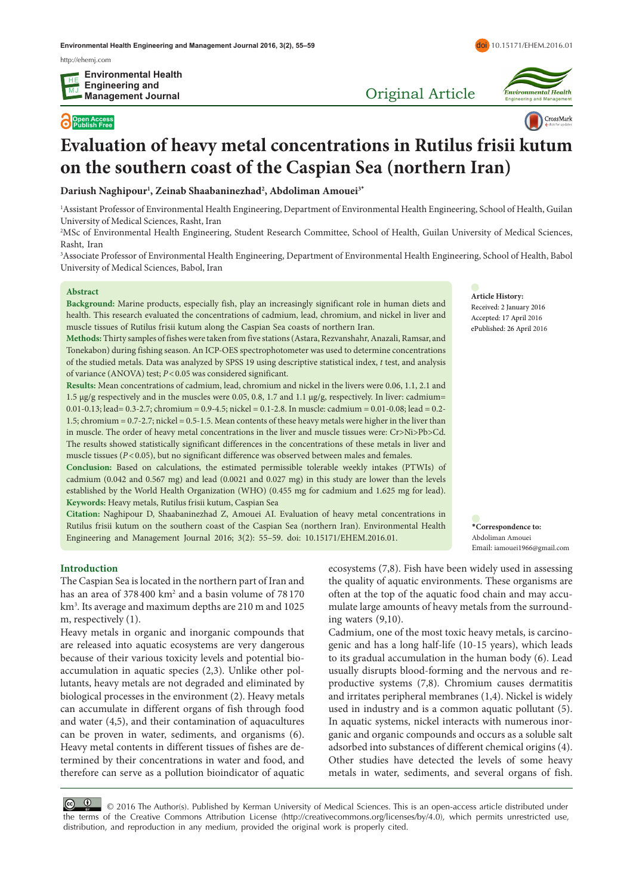Original Article

# Evaluation of heavy metal concentrations in Rutilus frisii kutum on the southern coast of the Caspian Sea (northern Iran)

**Dariush Naghipour[1], Zeinab Shaabaninezhad[2], Abdoliman Amouei[3*]**

[1]Assistant Professor of Environmental Health Engineering, Department of Environmental Health Engineering, School of Health, Guilan University of Medical Sciences, Rasht, Iran

[2]MSc of Environmental Health Engineering, Student Research Committee, School of Health, Guilan University of Medical Sciences, Rasht, Iran

[3]Associate Professor of Environmental Health Engineering, Department of Environmental Health Engineering, School of Health, Babol University of Medical Sciences, Babol, Iran

## Abstract

**Background:** Marine products, especially fish, play an increasingly significant role in human diets and health. This research evaluated the concentrations of cadmium, lead, chromium, and nickel in liver and muscle tissues of Rutilus frisii kutum along the Caspian Sea coasts of northern Iran.

**Methods:** Thirty samples of fishes were taken from five stations (Astara, Rezvanshahr, Anazali, Ramsar, and Tonekabon) during fishing season. An ICP-OES spectrophotometer was used to determine concentrations of the studied metals. Data was analyzed by SPSS 19 using descriptive statistical index, *t* test, and analysis of variance (ANOVA) test; $P<0.05$ was considered significant.

**Results:** Mean concentrations of cadmium, lead, chromium and nickel in the livers were 0.06, 1.1, 2.1 and 1.5 μg/g respectively and in the muscles were 0.05, 0.8, 1.7 and 1.1 μg/g, respectively. In liver: cadmium= 0.01-0.13; lead= 0.3-2.7; chromium = 0.9-4.5; nickel = 0.1-2.8. In muscle: cadmium = 0.01-0.08; lead = 0.2-1.5; chromium = 0.7-2.7; nickel = 0.5-1.5. Mean contents of these heavy metals were higher in the liver than in muscle. The order of heavy metal concentrations in the liver and muscle tissues were: Cr>Ni>Pb>Cd. The results showed statistically significant differences in the concentrations of these metals in liver and muscle tissues ($P<0.05$), but no significant difference was observed between males and females.

**Conclusion:** Based on calculations, the estimated permissible tolerable weekly intakes (PTWIs) of cadmium (0.042 and 0.567 mg) and lead (0.0021 and 0.027 mg) in this study are lower than the levels established by the World Health Organization (WHO) (0.455 mg for cadmium and 1.625 mg for lead).

**Keywords:** Heavy metals, Rutilus frisii kutum, Caspian Sea

**Citation:** Naghipour D, Shaabaninezhad Z, Amouei AI. Evaluation of heavy metal concentrations in Rutilus frisii kutum on the southern coast of the Caspian Sea (northern Iran). Environmental Health Engineering and Management Journal 2016; 3(2): 55–59. doi: 10.15171/EHEM.2016.01.

**Article History:**
Received: 2 January 2016
Accepted: 17 April 2016
ePublished: 26 April 2016

**\*Correspondence to:**
Abdoliman Amouei
Email: iamouei1966@gmail.com

## Introduction

The Caspian Sea is located in the northern part of Iran and has an area of 378 400 km$^2$ and a basin volume of 78 170 km$^3$. Its average and maximum depths are 210 m and 1025 m, respectively (1).

Heavy metals in organic and inorganic compounds that are released into aquatic ecosystems are very dangerous because of their various toxicity levels and potential bioaccumulation in aquatic species (2,3). Unlike other pollutants, heavy metals are not degraded and eliminated by biological processes in the environment (2). Heavy metals can accumulate in different organs of fish through food and water (4,5), and their contamination of aquacultures can be proven in water, sediments, and organisms (6). Heavy metal contents in different tissues of fishes are determined by their concentrations in water and food, and therefore can serve as a pollution bioindicator of aquatic ecosystems (7,8). Fish have been widely used in assessing the quality of aquatic environments. These organisms are often at the top of the aquatic food chain and may accumulate large amounts of heavy metals from the surrounding waters (9,10).

Cadmium, one of the most toxic heavy metals, is carcinogenic and has a long half-life (10-15 years), which leads to its gradual accumulation in the human body (6). Lead usually disrupts blood-forming and the nervous and reproductive systems (7,8). Chromium causes dermatitis and irritates peripheral membranes (1,4). Nickel is widely used in industry and is a common aquatic pollutant (5). In aquatic systems, nickel interacts with numerous inorganic and organic compounds and occurs as a soluble salt adsorbed into substances of different chemical origins (4). Other studies have detected the levels of some heavy metals in water, sediments, and several organs of fish.

© 2016 The Author(s). Published by Kerman University of Medical Sciences. This is an open-access article distributed under the terms of the Creative Commons Attribution License (http://creativecommons.org/licenses/by/4.0), which permits unrestricted use, distribution, and reproduction in any medium, provided the original work is properly cited.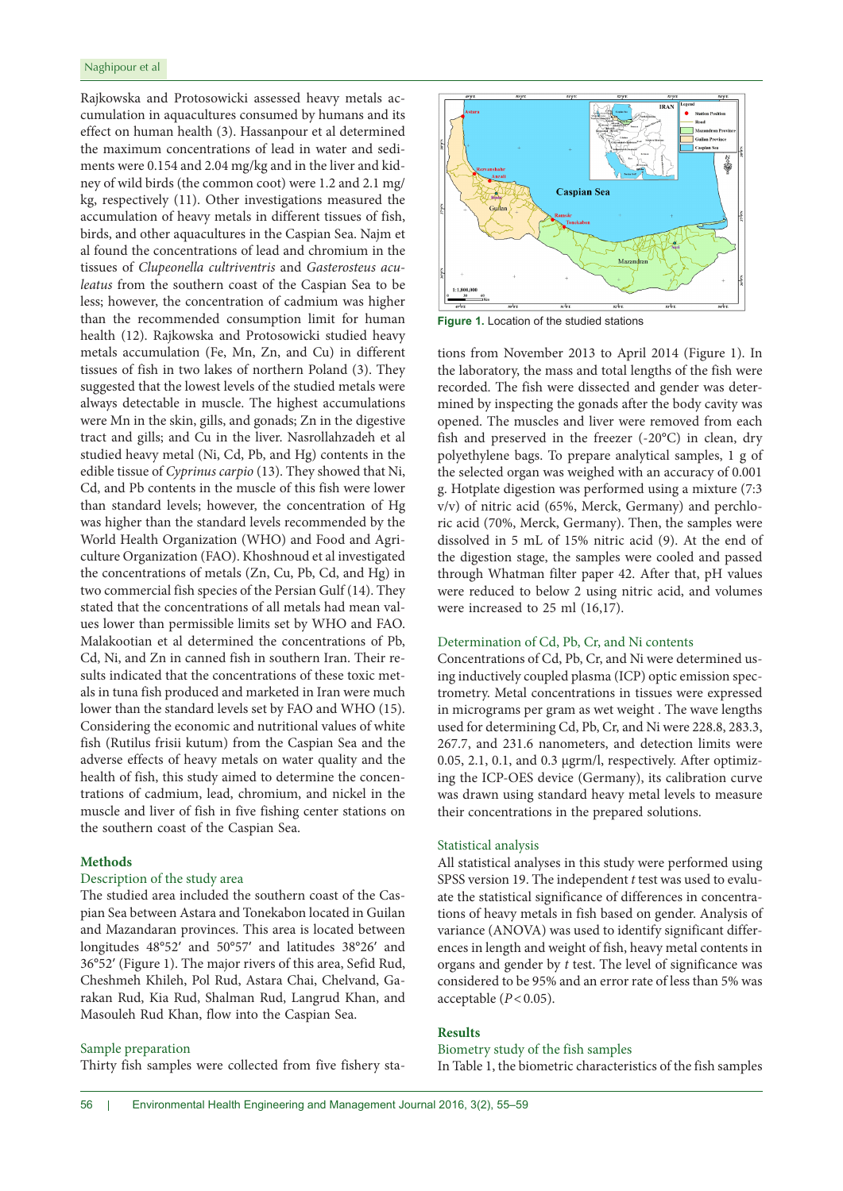Rajkowska and Protosowicki assessed heavy metals accumulation in aquacultures consumed by humans and its effect on human health (3). Hassanpour et al determined the maximum concentrations of lead in water and sediments were 0.154 and 2.04 mg/kg and in the liver and kidney of wild birds (the common coot) were 1.2 and 2.1 mg/kg, respectively (11). Other investigations measured the accumulation of heavy metals in different tissues of fish, birds, and other aquacultures in the Caspian Sea. Najm et al found the concentrations of lead and chromium in the tissues of *Clupeonella cultriventris* and *Gasterosteus aculeatus* from the southern coast of the Caspian Sea to be less; however, the concentration of cadmium was higher than the recommended consumption limit for human health (12). Rajkowska and Protosowicki studied heavy metals accumulation (Fe, Mn, Zn, and Cu) in different tissues of fish in two lakes of northern Poland (3). They suggested that the lowest levels of the studied metals were always detectable in muscle. The highest accumulations were Mn in the skin, gills, and gonads; Zn in the digestive tract and gills; and Cu in the liver. Nasrollahzadeh et al studied heavy metal (Ni, Cd, Pb, and Hg) contents in the edible tissue of *Cyprinus carpio* (13). They showed that Ni, Cd, and Pb contents in the muscle of this fish were lower than standard levels; however, the concentration of Hg was higher than the standard levels recommended by the World Health Organization (WHO) and Food and Agriculture Organization (FAO). Khoshnoud et al investigated the concentrations of metals (Zn, Cu, Pb, Cd, and Hg) in two commercial fish species of the Persian Gulf (14). They stated that the concentrations of all metals had mean values lower than permissible limits set by WHO and FAO. Malakootian et al determined the concentrations of Pb, Cd, Ni, and Zn in canned fish in southern Iran. Their results indicated that the concentrations of these toxic metals in tuna fish produced and marketed in Iran were much lower than the standard levels set by FAO and WHO (15). Considering the economic and nutritional values of white fish (Rutilus frisii kutum) from the Caspian Sea and the adverse effects of heavy metals on water quality and the health of fish, this study aimed to determine the concentrations of cadmium, lead, chromium, and nickel in the muscle and liver of fish in five fishing center stations on the southern coast of the Caspian Sea.

## Methods

### Description of the study area

The studied area included the southern coast of the Caspian Sea between Astara and Tonekabon located in Guilan and Mazandaran provinces. This area is located between longitudes 48°52′ and 50°57′ and latitudes 38°26′ and 36°52′ (Figure 1). The major rivers of this area, Sefid Rud, Cheshmeh Khileh, Pol Rud, Astara Chai, Chelvand, Garakan Rud, Kia Rud, Shalman Rud, Langrud Khan, and Masouleh Rud Khan, flow into the Caspian Sea.

### Sample preparation

Thirty fish samples were collected from five fishery stations from November 2013 to April 2014 (Figure 1). In the laboratory, the mass and total lengths of the fish were recorded. The fish were dissected and gender was determined by inspecting the gonads after the body cavity was opened. The muscles and liver were removed from each fish and preserved in the freezer (-20°C) in clean, dry polyethylene bags. To prepare analytical samples, 1 g of the selected organ was weighed with an accuracy of 0.001 g. Hotplate digestion was performed using a mixture (7:3 v/v) of nitric acid (65%, Merck, Germany) and perchloric acid (70%, Merck, Germany). Then, the samples were dissolved in 5 mL of 15% nitric acid (9). At the end of the digestion stage, the samples were cooled and passed through Whatman filter paper 42. After that, pH values were reduced to below 2 using nitric acid, and volumes were increased to 25 ml (16,17).

**Figure 1.** Location of the studied stations

### Determination of Cd, Pb, Cr, and Ni contents

Concentrations of Cd, Pb, Cr, and Ni were determined using inductively coupled plasma (ICP) optic emission spectrometry. Metal concentrations in tissues were expressed in micrograms per gram as wet weight . The wave lengths used for determining Cd, Pb, Cr, and Ni were 228.8, 283.3, 267.7, and 231.6 nanometers, and detection limits were 0.05, 2.1, 0.1, and 0.3 µgrm/l, respectively. After optimizing the ICP-OES device (Germany), its calibration curve was drawn using standard heavy metal levels to measure their concentrations in the prepared solutions.

### Statistical analysis

All statistical analyses in this study were performed using SPSS version 19. The independent *t* test was used to evaluate the statistical significance of differences in concentrations of heavy metals in fish based on gender. Analysis of variance (ANOVA) was used to identify significant differences in length and weight of fish, heavy metal contents in organs and gender by *t* test. The level of significance was considered to be 95% and an error rate of less than 5% was acceptable ($P < 0.05$).

## Results

### Biometry study of the fish samples

In Table 1, the biometric characteristics of the fish samples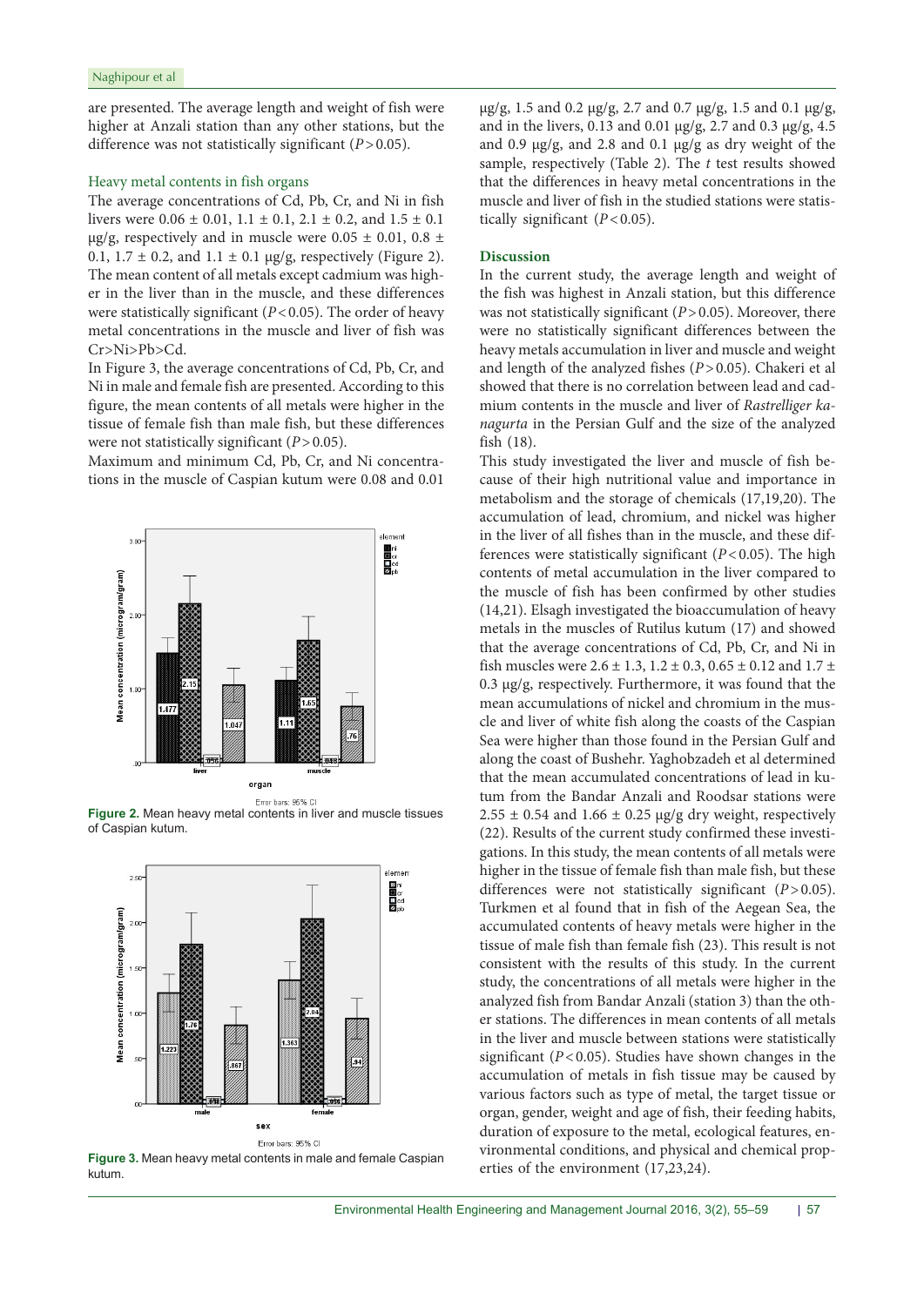are presented. The average length and weight of fish were higher at Anzali station than any other stations, but the difference was not statistically significant ($P > 0.05$).

### Heavy metal contents in fish organs

The average concentrations of Cd, Pb, Cr, and Ni in fish livers were 0.06 ± 0.01, 1.1 ± 0.1, 2.1 ± 0.2, and 1.5 ± 0.1 µg/g, respectively and in muscle were 0.05 ± 0.01, 0.8 ± 0.1, 1.7 ± 0.2, and 1.1 ± 0.1 µg/g, respectively (Figure 2). The mean content of all metals except cadmium was higher in the liver than in the muscle, and these differences were statistically significant ($P < 0.05$). The order of heavy metal concentrations in the muscle and liver of fish was Cr>Ni>Pb>Cd.

In Figure 3, the average concentrations of Cd, Pb, Cr, and Ni in male and female fish are presented. According to this figure, the mean contents of all metals were higher in the tissue of female fish than male fish, but these differences were not statistically significant ($P > 0.05$).

Maximum and minimum Cd, Pb, Cr, and Ni concentrations in the muscle of Caspian kutum were 0.08 and 0.01 µg/g, 1.5 and 0.2 µg/g, 2.7 and 0.7 µg/g, 1.5 and 0.1 µg/g, and in the livers, 0.13 and 0.01 µg/g, 2.7 and 0.3 µg/g, 4.5 and 0.9 µg/g, and 2.8 and 0.1 µg/g as dry weight of the sample, respectively (Table 2). The *t* test results showed that the differences in heavy metal concentrations in the muscle and liver of fish in the studied stations were statistically significant ($P < 0.05$).

**Figure 2.** Mean heavy metal contents in liver and muscle tissues of Caspian kutum.

**Figure 3.** Mean heavy metal contents in male and female Caspian kutum.

## Discussion

In the current study, the average length and weight of the fish was highest in Anzali station, but this difference was not statistically significant ($P > 0.05$). Moreover, there were no statistically significant differences between the heavy metals accumulation in liver and muscle and weight and length of the analyzed fishes ($P > 0.05$). Chakeri et al showed that there is no correlation between lead and cadmium contents in the muscle and liver of *Rastrelliger kanagurta* in the Persian Gulf and the size of the analyzed fish (18).

This study investigated the liver and muscle of fish because of their high nutritional value and importance in metabolism and the storage of chemicals (17,19,20). The accumulation of lead, chromium, and nickel was higher in the liver of all fishes than in the muscle, and these differences were statistically significant ($P < 0.05$). The high contents of metal accumulation in the liver compared to the muscle of fish has been confirmed by other studies (14,21). Elsagh investigated the bioaccumulation of heavy metals in the muscles of Rutilus kutum (17) and showed that the average concentrations of Cd, Pb, Cr, and Ni in fish muscles were 2.6 ± 1.3, 1.2 ± 0.3, 0.65 ± 0.12 and 1.7 ± 0.3 µg/g, respectively. Furthermore, it was found that the mean accumulations of nickel and chromium in the muscle and liver of white fish along the coasts of the Caspian Sea were higher than those found in the Persian Gulf and along the coast of Bushehr. Yaghobzadeh et al determined that the mean accumulated concentrations of lead in kutum from the Bandar Anzali and Roodsar stations were 2.55 ± 0.54 and 1.66 ± 0.25 µg/g dry weight, respectively (22). Results of the current study confirmed these investigations. In this study, the mean contents of all metals were higher in the tissue of female fish than male fish, but these differences were not statistically significant ($P > 0.05$). Turkmen et al found that in fish of the Aegean Sea, the accumulated contents of heavy metals were higher in the tissue of male fish than female fish (23). This result is not consistent with the results of this study. In the current study, the concentrations of all metals were higher in the analyzed fish from Bandar Anzali (station 3) than the other stations. The differences in mean contents of all metals in the liver and muscle between stations were statistically significant ($P < 0.05$). Studies have shown changes in the accumulation of metals in fish tissue may be caused by various factors such as type of metal, the target tissue or organ, gender, weight and age of fish, their feeding habits, duration of exposure to the metal, ecological features, environmental conditions, and physical and chemical properties of the environment (17,23,24).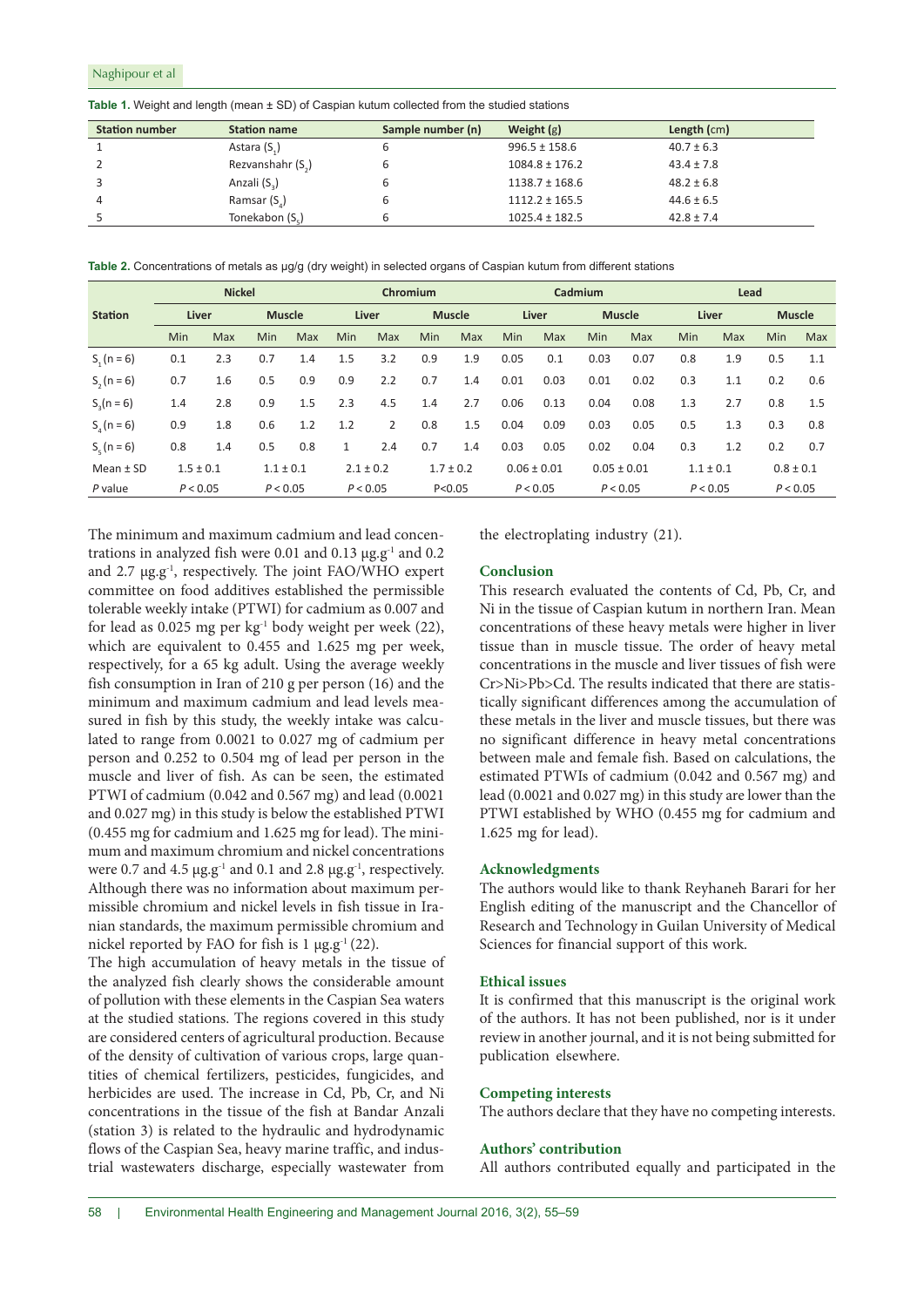**Table 1.** Weight and length (mean ± SD) of Caspian kutum collected from the studied stations

| Station number | Station name | Sample number (n) | Weight (g) | Length (cm) |
|---|---|---|---|---|
| 1 | Astara ($S_1$) | 6 | 996.5 ± 158.6 | 40.7 ± 6.3 |
| 2 | Rezvanshahr ($S_2$) | 6 | 1084.8 ± 176.2 | 43.4 ± 7.8 |
| 3 | Anzali ($S_3$) | 6 | 1138.7 ± 168.6 | 48.2 ± 6.8 |
| 4 | Ramsar ($S_4$) | 6 | 1112.2 ± 165.5 | 44.6 ± 6.5 |
| 5 | Tonekabon ($S_5$) | 6 | 1025.4 ± 182.5 | 42.8 ± 7.4 |

**Table 2.** Concentrations of metals as µg/g (dry weight) in selected organs of Caspian kutum from different stations

| Station | Nickel | | | | Chromium | | | | Cadmium | | | | Lead | | | |
|---|---|---|---|---|---|---|---|---|---|---|---|---|---|---|---|---|
| | Liver | | Muscle | | Liver | | Muscle | | Liver | | Muscle | | Liver | | Muscle | |
| | Min | Max | Min | Max | Min | Max | Min | Max | Min | Max | Min | Max | Min | Max | Min | Max |
| $S_1$ (n = 6) | 0.1 | 2.3 | 0.7 | 1.4 | 1.5 | 3.2 | 0.9 | 1.9 | 0.05 | 0.1 | 0.03 | 0.07 | 0.8 | 1.9 | 0.5 | 1.1 |
| $S_2$ (n = 6) | 0.7 | 1.6 | 0.5 | 0.9 | 0.9 | 2.2 | 0.7 | 1.4 | 0.01 | 0.03 | 0.01 | 0.02 | 0.3 | 1.1 | 0.2 | 0.6 |
| $S_3$(n = 6) | 1.4 | 2.8 | 0.9 | 1.5 | 2.3 | 4.5 | 1.4 | 2.7 | 0.06 | 0.13 | 0.04 | 0.08 | 1.3 | 2.7 | 0.8 | 1.5 |
| $S_4$(n = 6) | 0.9 | 1.8 | 0.6 | 1.2 | 1.2 | 2 | 0.8 | 1.5 | 0.04 | 0.09 | 0.03 | 0.05 | 0.5 | 1.3 | 0.3 | 0.8 |
| $S_5$(n = 6) | 0.8 | 1.4 | 0.5 | 0.8 | 1 | 2.4 | 0.7 | 1.4 | 0.03 | 0.05 | 0.02 | 0.04 | 0.3 | 1.2 | 0.2 | 0.7 |
| Mean ± SD | 1.5 ± 0.1 | | 1.1 ± 0.1 | | 2.1 ± 0.2 | | 1.7 ± 0.2 | | 0.06 ± 0.01 | | 0.05 ± 0.01 | | 1.1 ± 0.1 | | 0.8 ± 0.1 | |
| *P* value | $P < 0.05$ | | $P < 0.05$ | | $P < 0.05$ | | $P<0.05$ | | $P < 0.05$ | | $P < 0.05$ | | $P < 0.05$ | | $P < 0.05$ | |

The minimum and maximum cadmium and lead concentrations in analyzed fish were 0.01 and 0.13 $\mu g.g^{-1}$ and 0.2 and 2.7 $\mu g.g^{-1}$, respectively. The joint FAO/WHO expert committee on food additives established the permissible tolerable weekly intake (PTWI) for cadmium as 0.007 and for lead as 0.025 mg per $kg^{-1}$ body weight per week (22), which are equivalent to 0.455 and 1.625 mg per week, respectively, for a 65 kg adult. Using the average weekly fish consumption in Iran of 210 g per person (16) and the minimum and maximum cadmium and lead levels measured in fish by this study, the weekly intake was calculated to range from 0.0021 to 0.027 mg of cadmium per person and 0.252 to 0.504 mg of lead per person in the muscle and liver of fish. As can be seen, the estimated PTWI of cadmium (0.042 and 0.567 mg) and lead (0.0021 and 0.027 mg) in this study is below the established PTWI (0.455 mg for cadmium and 1.625 mg for lead). The minimum and maximum chromium and nickel concentrations were 0.7 and 4.5 $\mu g.g^{-1}$ and 0.1 and 2.8 $\mu g.g^{-1}$, respectively. Although there was no information about maximum permissible chromium and nickel levels in fish tissue in Iranian standards, the maximum permissible chromium and nickel reported by FAO for fish is 1 $\mu g.g^{-1}$ (22).

The high accumulation of heavy metals in the tissue of the analyzed fish clearly shows the considerable amount of pollution with these elements in the Caspian Sea waters at the studied stations. The regions covered in this study are considered centers of agricultural production. Because of the density of cultivation of various crops, large quantities of chemical fertilizers, pesticides, fungicides, and herbicides are used. The increase in Cd, Pb, Cr, and Ni concentrations in the tissue of the fish at Bandar Anzali (station 3) is related to the hydraulic and hydrodynamic flows of the Caspian Sea, heavy marine traffic, and industrial wastewaters discharge, especially wastewater from the electroplating industry (21).

## Conclusion

This research evaluated the contents of Cd, Pb, Cr, and Ni in the tissue of Caspian kutum in northern Iran. Mean concentrations of these heavy metals were higher in liver tissue than in muscle tissue. The order of heavy metal concentrations in the muscle and liver tissues of fish were Cr>Ni>Pb>Cd. The results indicated that there are statistically significant differences among the accumulation of these metals in the liver and muscle tissues, but there was no significant difference in heavy metal concentrations between male and female fish. Based on calculations, the estimated PTWIs of cadmium (0.042 and 0.567 mg) and lead (0.0021 and 0.027 mg) in this study are lower than the PTWI established by WHO (0.455 mg for cadmium and 1.625 mg for lead).

## Acknowledgments

The authors would like to thank Reyhaneh Barari for her English editing of the manuscript and the Chancellor of Research and Technology in Guilan University of Medical Sciences for financial support of this work.

## Ethical issues

It is confirmed that this manuscript is the original work of the authors. It has not been published, nor is it under review in another journal, and it is not being submitted for publication elsewhere.

## Competing interests

The authors declare that they have no competing interests.

## Authors' contribution

All authors contributed equally and participated in the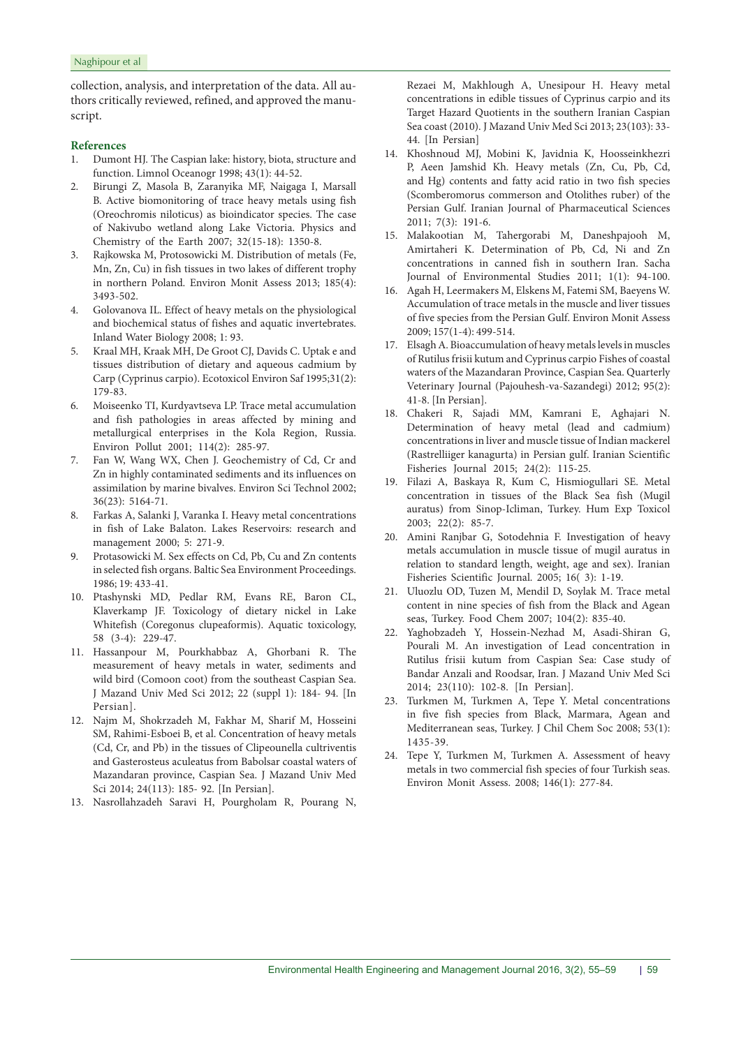collection, analysis, and interpretation of the data. All authors critically reviewed, refined, and approved the manuscript.

## References

1. Dumont HJ. The Caspian lake: history, biota, structure and function. Limnol Oceanogr 1998; 43(1): 44-52.
2. Birungi Z, Masola B, Zaranyika MF, Naigaga I, Marsall B. Active biomonitoring of trace heavy metals using fish (Oreochromis niloticus) as bioindicator species. The case of Nakivubo wetland along Lake Victoria. Physics and Chemistry of the Earth 2007; 32(15-18): 1350-8.
3. Rajkowska M, Protosowicki M. Distribution of metals (Fe, Mn, Zn, Cu) in fish tissues in two lakes of different trophy in northern Poland. Environ Monit Assess 2013; 185(4): 3493-502.
4. Golovanova IL. Effect of heavy metals on the physiological and biochemical status of fishes and aquatic invertebrates. Inland Water Biology 2008; 1: 93.
5. Kraal MH, Kraak MH, De Groot CJ, Davids C. Uptak e and tissues distribution of dietary and aqueous cadmium by Carp (Cyprinus carpio). Ecotoxicol Environ Saf 1995;31(2): 179-83.
6. Moiseenko TI, Kurdyavtseva LP. Trace metal accumulation and fish pathologies in areas affected by mining and metallurgical enterprises in the Kola Region, Russia. Environ Pollut 2001; 114(2): 285-97.
7. Fan W, Wang WX, Chen J. Geochemistry of Cd, Cr and Zn in highly contaminated sediments and its influences on assimilation by marine bivalves. Environ Sci Technol 2002; 36(23): 5164-71.
8. Farkas A, Salanki J, Varanka I. Heavy metal concentrations in fish of Lake Balaton. Lakes Reservoirs: research and management 2000; 5: 271-9.
9. Protasowicki M. Sex effects on Cd, Pb, Cu and Zn contents in selected fish organs. Baltic Sea Environment Proceedings. 1986; 19: 433-41.
10. Ptashynski MD, Pedlar RM, Evans RE, Baron CL, Klaverkamp JF. Toxicology of dietary nickel in Lake Whitefish (Coregonus clupeaformis). Aquatic toxicology, 58 (3-4): 229-47.
11. Hassanpour M, Pourkhabbaz A, Ghorbani R. The measurement of heavy metals in water, sediments and wild bird (Comoon coot) from the southeast Caspian Sea. J Mazand Univ Med Sci 2012; 22 (suppl 1): 184- 94. [In Persian].
12. Najm M, Shokrzadeh M, Fakhar M, Sharif M, Hosseini SM, Rahimi-Esboei B, et al. Concentration of heavy metals (Cd, Cr, and Pb) in the tissues of Clipeounella cultriventis and Gasterosteus aculeatus from Babolsar coastal waters of Mazandaran province, Caspian Sea. J Mazand Univ Med Sci 2014; 24(113): 185- 92. [In Persian].
13. Nasrollahzadeh Saravi H, Pourgholam R, Pourang N, Rezaei M, Makhlough A, Unesipour H. Heavy metal concentrations in edible tissues of Cyprinus carpio and its Target Hazard Quotients in the southern Iranian Caspian Sea coast (2010). J Mazand Univ Med Sci 2013; 23(103): 33-44. [In Persian]
14. Khoshnoud MJ, Mobini K, Javidnia K, Hoosseinkhezri P, Aeen Jamshid Kh. Heavy metals (Zn, Cu, Pb, Cd, and Hg) contents and fatty acid ratio in two fish species (Scomberomorus commerson and Otolithes ruber) of the Persian Gulf. Iranian Journal of Pharmaceutical Sciences 2011; 7(3): 191-6.
15. Malakootian M, Tahergorabi M, Daneshpajooh M, Amirtaheri K. Determination of Pb, Cd, Ni and Zn concentrations in canned fish in southern Iran. Sacha Journal of Environmental Studies 2011; 1(1): 94-100.
16. Agah H, Leermakers M, Elskens M, Fatemi SM, Baeyens W. Accumulation of trace metals in the muscle and liver tissues of five species from the Persian Gulf. Environ Monit Assess 2009; 157(1-4): 499-514.
17. Elsagh A. Bioaccumulation of heavy metals levels in muscles of Rutilus frisii kutum and Cyprinus carpio Fishes of coastal waters of the Mazandaran Province, Caspian Sea. Quarterly Veterinary Journal (Pajouhesh-va-Sazandegi) 2012; 95(2): 41-8. [In Persian].
18. Chakeri R, Sajadi MM, Kamrani E, Aghajari N. Determination of heavy metal (lead and cadmium) concentrations in liver and muscle tissue of Indian mackerel (Rastrelliiger kanagurta) in Persian gulf. Iranian Scientific Fisheries Journal 2015; 24(2): 115-25.
19. Filazi A, Baskaya R, Kum C, Hismiogullari SE. Metal concentration in tissues of the Black Sea fish (Mugil auratus) from Sinop-Icliman, Turkey. Hum Exp Toxicol 2003; 22(2): 85-7.
20. Amini Ranjbar G, Sotodehnia F. Investigation of heavy metals accumulation in muscle tissue of mugil auratus in relation to standard length, weight, age and sex). Iranian Fisheries Scientific Journal. 2005; 16( 3): 1-19.
21. Uluozlu OD, Tuzen M, Mendil D, Soylak M. Trace metal content in nine species of fish from the Black and Agean seas, Turkey. Food Chem 2007; 104(2): 835-40.
22. Yaghobzadeh Y, Hossein-Nezhad M, Asadi-Shiran G, Pourali M. An investigation of Lead concentration in Rutilus frisii kutum from Caspian Sea: Case study of Bandar Anzali and Roodsar, Iran. J Mazand Univ Med Sci 2014; 23(110): 102-8. [In Persian].
23. Turkmen M, Turkmen A, Tepe Y. Metal concentrations in five fish species from Black, Marmara, Agean and Mediterranean seas, Turkey. J Chil Chem Soc 2008; 53(1): 1435-39.
24. Tepe Y, Turkmen M, Turkmen A. Assessment of heavy metals in two commercial fish species of four Turkish seas. Environ Monit Assess. 2008; 146(1): 277-84.